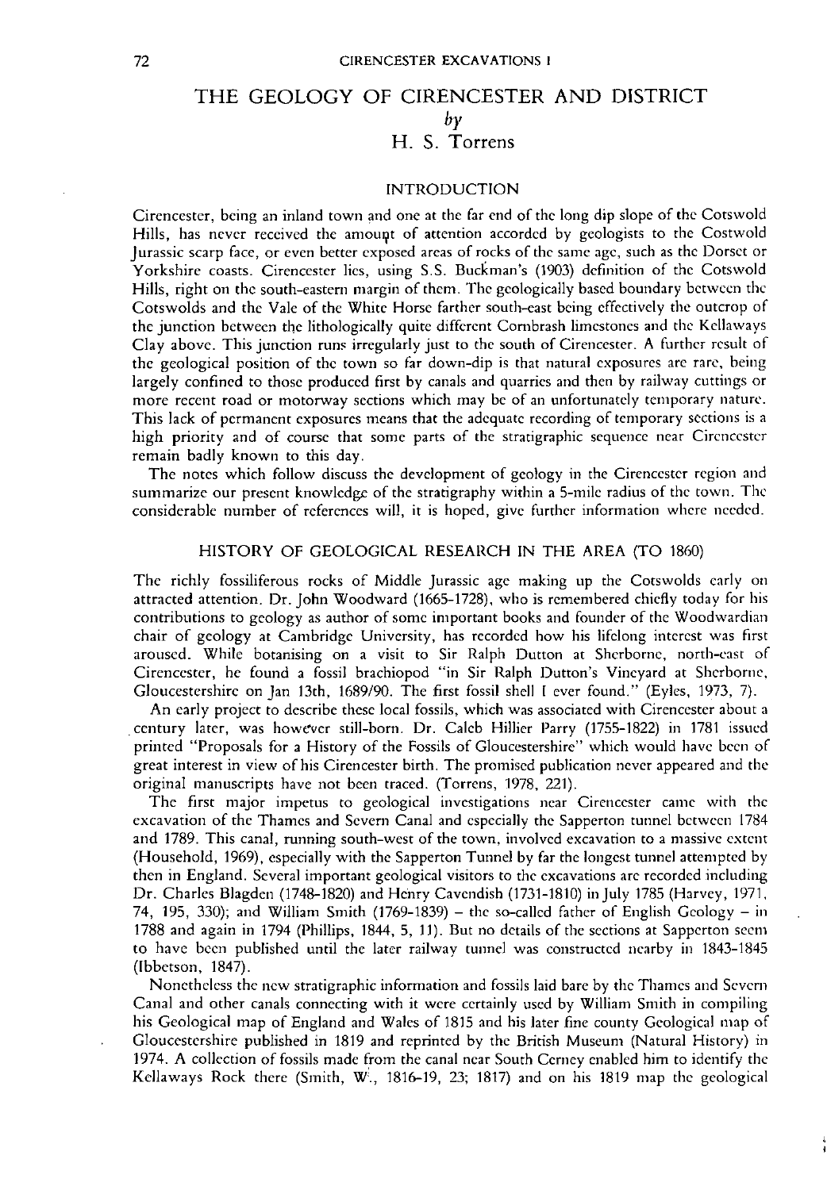# THE GEOLOGY OF CIRENCESTER AND DISTRICT

*by*

H. S. Torrens

## INTRODUCTION

Cirencester, being an inland town and one at the far end of the long dip slope of the Cotswold Hills, has never received the amount of attention accorded by geologists to the Costwold Jurassic scarp face, or even better exposed areas of rocks of the same age, such as the Dorset or Yorkshire coasts. Cirencester lies, using S.S. Buckman's (1903) definition of the Cotswold Hills, right on the south-eastern margin of them. The geologically based boundary between the Cotswolds and the Vale of the White Horse farther south-east being effectively the outcrop of the junction between the lithologically quite different Cornbrash limestones and the Kellaways Clay above. This junction runs irregularly just to the south of Cirencester. A further result of the geological position of the town so far down-dip is that natural exposures are rare, being largely confined to those produced first by canals and quarries and then by railway cuttings or more recent road or motorway sections which may be of an unfortunately temporary nature. This lack of permanent exposures means that the adequate recording of temporary sections is a high priority and of course that some parts of the stratigraphic sequence near Cirencester remain badly known to this day.

The notes which follow discuss the development of geology in the Cirencester region and summarize our present knowledge of the stratigraphy within a 5-mile radius of the town. The considerable number of references will, it is hoped, give further information where needed.

## HISTORY OF GEOLOGICAL RESEARCH IN THE AREA (TO 1860)

The richly fossiliferous rocks of Middle Jurassic age making up the Cotswolds early on attracted attention. Dr. John Woodward (1665-1728), who is remembered chiefly today for his contributions to geology as author of some important books and founder of the Woodwardian chair of geology at Cambridge University, has recorded how his lifelong interest was first aroused. While botanising on a visit to Sir Ralph Dutton at Sherborne, north-east of Cirencester, he found a fossil brachiopod "in Sir Ralph Dutton's Vineyard at Sherborne, Gloucestershire on Jan 13th, 1689/90. The first fossil shell I ever found." (Eyles, 1973, 7).

An early project to describe these local fossils, which was associated with Cirencester about a century later, was however still-born. Dr. Caleb Hillier Parry (1755-1822) in 1781 issued printed "Proposals for a History of the Fossils of Gloucestershire" which would have been of great interest in view of his Cirencester birth. The promised publication never appeared and the original manuscripts have not been traced. (Torrens, 1978, 221).

The first major impetus to geological investigations near Cirencester came with the excavation of the Thames and Severn Canal and especially the Sapperton tunnel between 1784 and 1789. This canal, running south-west of the town, involved excavation to a massive extent (Household, 1969), especially with the Sapperton Tunnel by far the longest tunnel attempted by then in England. Several important geological visitors to the excavations are recorded including Dr. Charles Blagden (1748-1820) and Henry Cavendish (1731-1810) in July 1785 (Harvey, 1971, 74, 195, 330); and William Smith (1769-1839) – the so-called father of English Geology – in 1788 and again in 1794 (Phillips, 1844, 5, 11). But no details of the sections at Sapperton seem to have been published until the later railway tunnel was constructed nearby in 1843-1845 (Ibbetson, 1847).

Nonetheless the new stratigraphic information and fossils laid bare by the Thames and Severn Canal and other canals connecting with it were certainly used by William Smith in compiling his Geological map of England and Wales of 1815 and his later fine county Geological map of Gloucestershire published in 1819 and reprinted by the British Museum (Natural History) in 1974. A collection of fossils made from the canal near South Cerney enabled him to identify the Kellaways Rock there (Smith, W., 1816-19, 23; 1817) and on his 1819 map the geological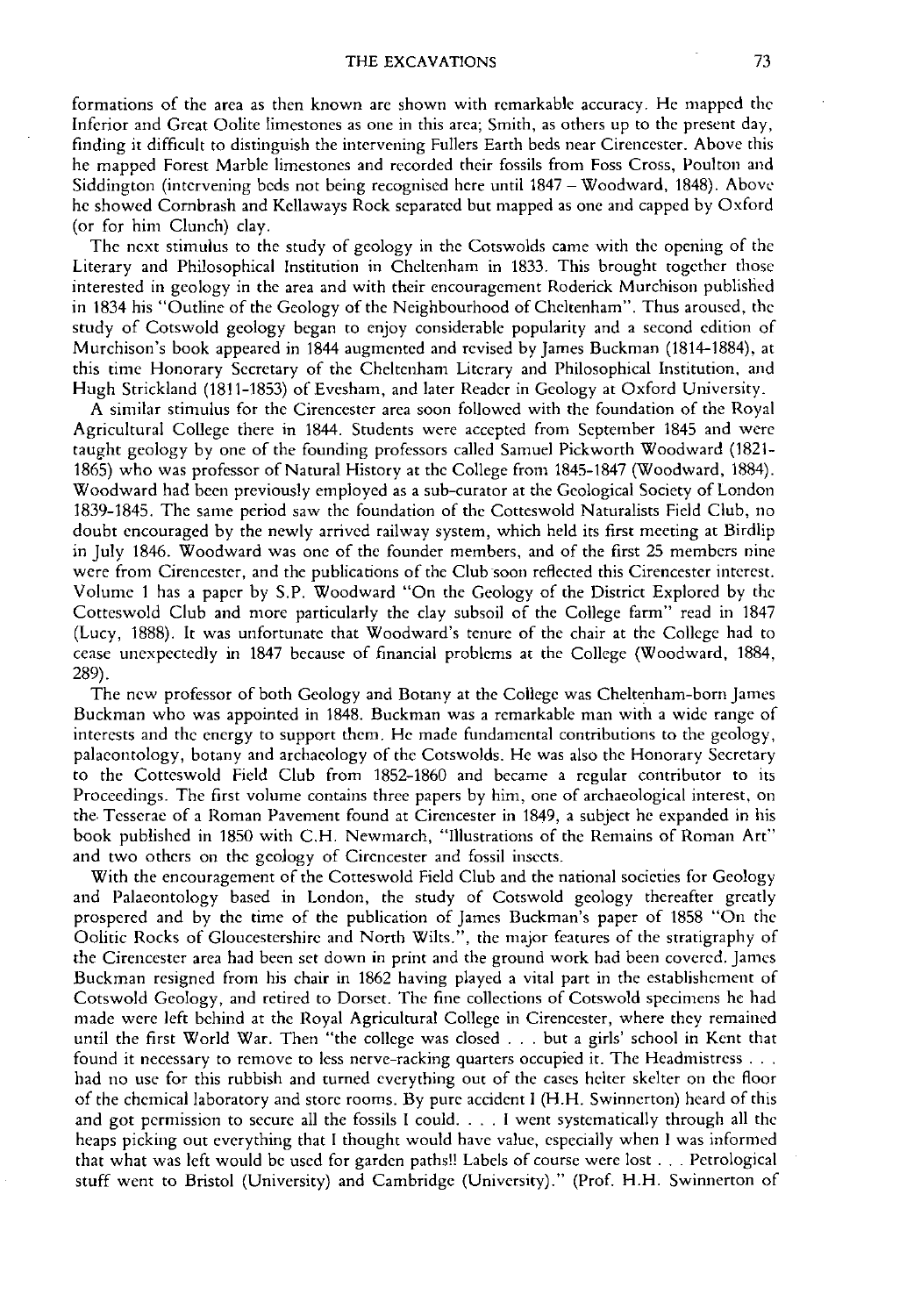formations of the area as then known are shown with remarkable accuracy. He mapped the Inferior and Great Oolite limestones as one in this area; Smith, as others up to the present day, finding it difficult to distinguish the intervening Fullers Earth beds near Cirencester. Above this he mapped Forest Marble limestones and recorded their fossils from Foss Cross, Poulton and Siddington (intervening beds not being recognised here until 1847 – Woodward, 1848). Above he showed Cornbrash and Kellaways Rock separated but mapped as one and capped by Oxford (or for him Clunch) clay.

The next stimulus to the study of geology in the Cotswolds came with the opening of the Literary and Philosophical Institution in Cheltenham in 1833. This brought together those interested in geology in the area and with their encouragement Roderick Murchison published in 1834 his "Outline of the Geology of the Neighbourhood of Cheltenham". Thus aroused, the study of Cotswold geology began to enjoy considerable popularity and a second edition of Murchison's book appeared in 1844 augmented and revised by James Buckman (1814-1884), at this time Honorary Secretary of the Cheltenham Literary and Philosophical Institution, and Hugh Strickland (1811-1853) of Evesham, and later Reader in Geology at Oxford University.

A similar stimulus for the Cirencester area soon followed with the foundation of the Royal Agricultural College there in 1844. Students were accepted from September 1845 and were taught geology by one of the founding professors called Samuel Pickworth Woodward (1821-1865) who was professor of Natural History at the College from 1845-1847 (Woodward, 1884). Woodward had been previously employed as a sub-curator at the Geological Society of London 1839-1845. The same period saw the foundation of the Cotteswold Naturalists Field Club, no doubt encouraged by the newly arrived railway system, which held its first meeting at Birdlip in July 1846. Woodward was one of the founder members, and of the first 25 members nine were from Cirencester, and the publications of the Club soon reflected this Cirencester interest. Volume 1 has a paper by S.P. Woodward "On the Geology of the District Explored by the Cotteswold Club and more particularly the clay subsoil of the College farm" read in 1847 (Lucy, 1888). It was unfortunate that Woodward's tenure of the chair at the College had to cease unexpectedly in 1847 because of financial problems at the College (Woodward, 1884, 289).

The new professor of both Geology and Botany at the College was Cheltenham-born James Buckman who was appointed in 1848. Buckman was a remarkable man with a wide range of interests and the energy to support them. He made fundamental contributions to the geology, palaeontology, botany and archaeology of the Cotswolds. He was also the Honorary Secretary to the Cotteswold Field Club from 1852-1860 and became a regular contributor to its Proceedings. The first volume contains three papers by him, one of archaeological interest, on the Tesserae of a Roman Pavement found at Cirencester in 1849, a subject he expanded in his book published in 1850 with C.H. Newmarch, "Illustrations of the Remains of Roman Art" and two others on the geology of Cirencester and fossil insects.

With the encouragement of the Cotteswold Field Club and the national societies for Geology and Palaeontology based in London, the study of Cotswold geology thereafter greatly prospered and by the time of the publication of James Buckman's paper of 1858 "On the Oolitic Rocks of Gloucestershire and North Wilts.", the major features of the stratigraphy of the Cirencester area had been set down in print and the ground work had been covered. James Buckman resigned from his chair in 1862 having played a vital part in the establishment of Cotswold Geology, and retired to Dorset. The fine collections of Cotswold specimens he had made were left behind at the Royal Agricultural College in Cirencester, where they remained until the first World War. Then "the college was closed . . . but a girls' school in Kent that found it necessary to remove to less nerve-racking quarters occupied it. The Headmistress . . . had no use for this rubbish and turned everything out of the cases helter skelter on the floor of the chemical laboratory and store rooms. By pure accident I (H.H. Swinnerton) heard of this and got permission to secure all the fossils I could. . . . I went systematically through all the heaps picking out everything that I thought would have value, especially when I was informed that what was left would be used for garden paths!! Labels of course were lost . . . Petrological stuff went to Bristol (University) and Cambridge (University)." (Prof. H.H. Swinnerton of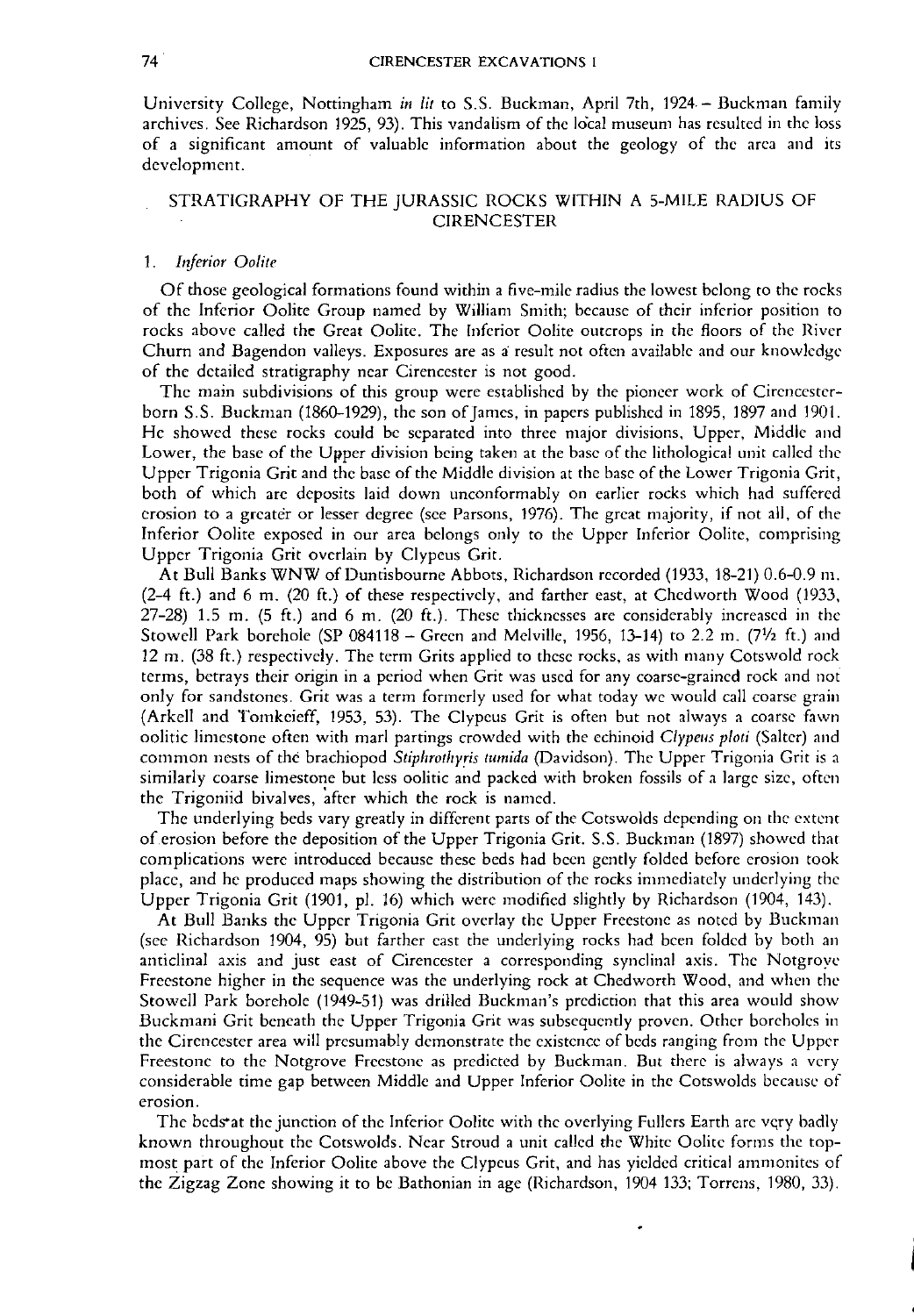University College, Nottingham *in lit* to S.S. Buckman, April 7th, 1924. – Buckman family archives. See Richardson 1925, 93). This vandalism of the local museum has resulted in the loss of a significant amount of valuable information about the geology of the area and its development.

## STRATIGRAPHY OF THE JURASSIC ROCKS WITHIN A 5-MILE RADIUS OF CIRENCESTER

### 1. *Inferior Oolite*

Of those geological formations found within a five-mile radius the lowest belong to the rocks of the Inferior Oolite Group named by William Smith; because of their inferior position to rocks above called the Great Oolite. The Inferior Oolite outcrops in the floors of the River Churn and Bagendon valleys. Exposures are as a result not often available and our knowledge of the detailed stratigraphy near Cirencester is not good.

The main subdivisions of this group were established by the pioneer work of Cirencester-born S.S. Buckman (1860–1929), the son of James, in papers published in 1895, 1897 and 1901. He showed these rocks could be separated into three major divisions, Upper, Middle and Lower, the base of the Upper division being taken at the base of the lithological unit called the Upper Trigonia Grit and the base of the Middle division at the base of the Lower Trigonia Grit, both of which are deposits laid down unconformably on earlier rocks which had suffered erosion to a greater or lesser degree (see Parsons, 1976). The great majority, if not all, of the Inferior Oolite exposed in our area belongs only to the Upper Inferior Oolite, comprising Upper Trigonia Grit overlain by Clypeus Grit.

At Bull Banks WNW of Duntisbourne Abbots, Richardson recorded (1933, 18–21) 0.6–0.9 m. (2–4 ft.) and 6 m. (20 ft.) of these respectively, and farther east, at Chedworth Wood (1933, 27–28) 1.5 m. (5 ft.) and 6 m. (20 ft.). These thicknesses are considerably increased in the Stowell Park borehole (SP 084118 – Green and Melville, 1956, 13–14) to 2.2 m. (7½ ft.) and 12 m. (38 ft.) respectively. The term Grits applied to these rocks, as with many Cotswold rock terms, betrays their origin in a period when Grit was used for any coarse-grained rock and not only for sandstones. Grit was a term formerly used for what today we would call coarse grain (Arkell and Tomkeieff, 1953, 53). The Clypeus Grit is often but not always a coarse fawn oolitic limestone often with marl partings crowded with the echinoid *Clypeus ploti* (Salter) and common nests of the brachiopod *Stiphrothyris tumida* (Davidson). The Upper Trigonia Grit is a similarly coarse limestone but less oolitic and packed with broken fossils of a large size, often the Trigoniid bivalves, after which the rock is named.

The underlying beds vary greatly in different parts of the Cotswolds depending on the extent of erosion before the deposition of the Upper Trigonia Grit. S.S. Buckman (1897) showed that complications were introduced because these beds had been gently folded before erosion took place, and he produced maps showing the distribution of the rocks immediately underlying the Upper Trigonia Grit (1901, pl. 16) which were modified slightly by Richardson (1904, 143).

At Bull Banks the Upper Trigonia Grit overlay the Upper Freestone as noted by Buckman (see Richardson 1904, 95) but farther east the underlying rocks had been folded by both an anticlinal axis and just east of Cirencester a corresponding synclinal axis. The Notgrove Freestone higher in the sequence was the underlying rock at Chedworth Wood, and when the Stowell Park borehole (1949–51) was drilled Buckman's prediction that this area would show Buckmani Grit beneath the Upper Trigonia Grit was subsequently proven. Other boreholes in the Cirencester area will presumably demonstrate the existence of beds ranging from the Upper Freestone to the Notgrove Freestone as predicted by Buckman. But there is always a very considerable time gap between Middle and Upper Inferior Oolite in the Cotswolds because of erosion.

The beds at the junction of the Inferior Oolite with the overlying Fullers Earth are very badly known throughout the Cotswolds. Near Stroud a unit called the White Oolite forms the topmost part of the Inferior Oolite above the Clypeus Grit, and has yielded critical ammonites of the Zigzag Zone showing it to be Bathonian in age (Richardson, 1904 133; Torrens, 1980, 33).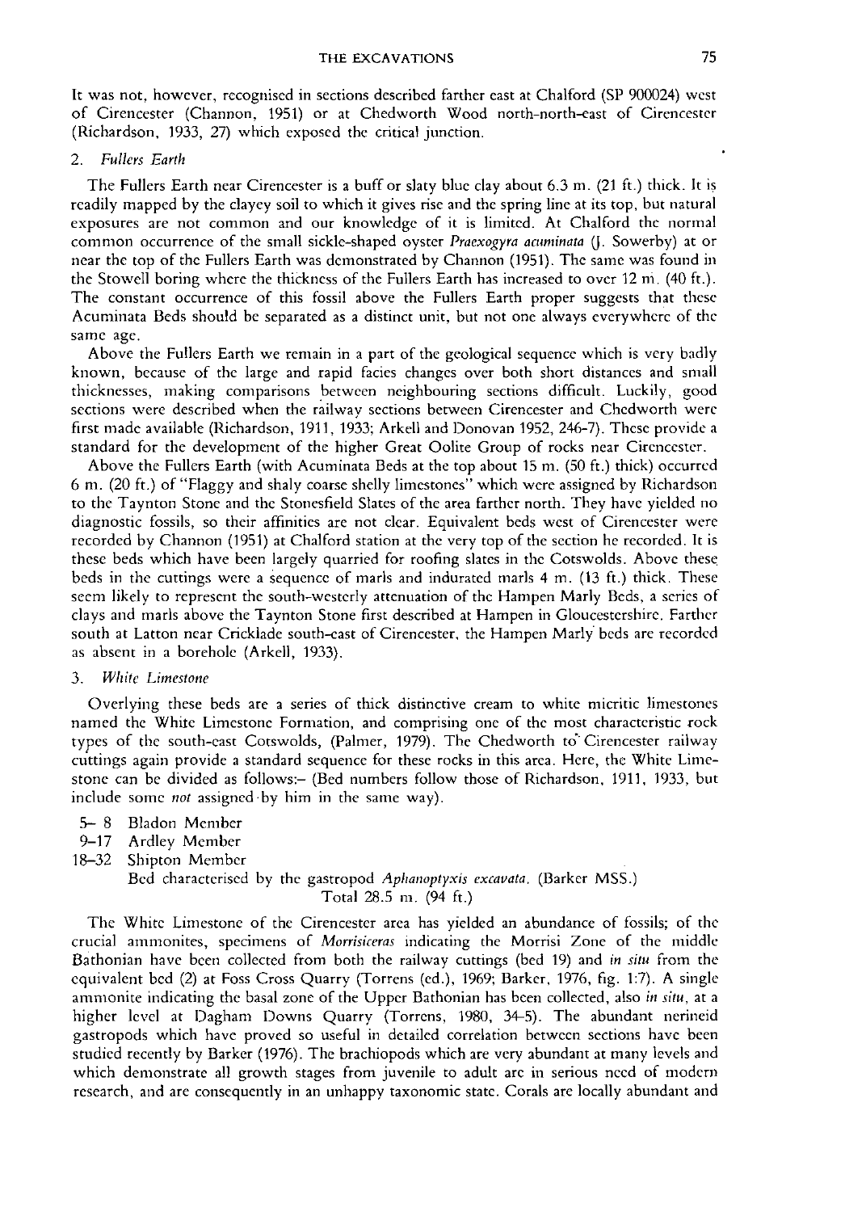It was not, however, recognised in sections described farther east at Chalford (SP 900024) west of Cirencester (Channon, 1951) or at Chedworth Wood north-north-east of Cirencester (Richardson, 1933, 27) which exposed the critical junction.

### 2. *Fullers Earth*

The Fullers Earth near Cirencester is a buff or slaty blue clay about 6.3 m. (21 ft.) thick. It is readily mapped by the clayey soil to which it gives rise and the spring line at its top, but natural exposures are not common and our knowledge of it is limited. At Chalford the normal common occurrence of the small sickle-shaped oyster *Praexogyra acuminata* (J. Sowerby) at or near the top of the Fullers Earth was demonstrated by Channon (1951). The same was found in the Stowell boring where the thickness of the Fullers Earth has increased to over 12 m. (40 ft.). The constant occurrence of this fossil above the Fullers Earth proper suggests that these Acuminata Beds should be separated as a distinct unit, but not one always everywhere of the same age.

Above the Fullers Earth we remain in a part of the geological sequence which is very badly known, because of the large and rapid facies changes over both short distances and small thicknesses, making comparisons between neighbouring sections difficult. Luckily, good sections were described when the railway sections between Cirencester and Chedworth were first made available (Richardson, 1911, 1933; Arkell and Donovan 1952, 246-7). These provide a standard for the development of the higher Great Oolite Group of rocks near Cirencester.

Above the Fullers Earth (with Acuminata Beds at the top about 15 m. (50 ft.) thick) occurred 6 m. (20 ft.) of "Flaggy and shaly coarse shelly limestones" which were assigned by Richardson to the Taynton Stone and the Stonesfield Slates of the area farther north. They have yielded no diagnostic fossils, so their affinities are not clear. Equivalent beds west of Cirencester were recorded by Channon (1951) at Chalford station at the very top of the section he recorded. It is these beds which have been largely quarried for roofing slates in the Cotswolds. Above these beds in the cuttings were a sequence of marls and indurated marls 4 m. (13 ft.) thick. These seem likely to represent the south-westerly attenuation of the Hampen Marly Beds, a series of clays and marls above the Taynton Stone first described at Hampen in Gloucestershire. Farther south at Latton near Cricklade south-east of Cirencester, the Hampen Marly beds are recorded as absent in a borehole (Arkell, 1933).

### 3. *White Limestone*

Overlying these beds are a series of thick distinctive cream to white micritic limestones named the White Limestone Formation, and comprising one of the most characteristic rock types of the south-east Cotswolds, (Palmer, 1979). The Chedworth to Cirencester railway cuttings again provide a standard sequence for these rocks in this area. Here, the White Limestone can be divided as follows:– (Bed numbers follow those of Richardson, 1911, 1933, but include some *not* assigned by him in the same way).

- 5– 8 Bladon Member
- 9–17 Ardley Member
- 18–32 Shipton Member

  Bed characterised by the gastropod *Aphanoptyxis excavata*. (Barker MSS.)

  Total 28.5 m. (94 ft.)

The White Limestone of the Cirencester area has yielded an abundance of fossils; of the crucial ammonites, specimens of *Morrisiceras* indicating the Morrisi Zone of the middle Bathonian have been collected from both the railway cuttings (bed 19) and *in situ* from the equivalent bed (2) at Foss Cross Quarry (Torrens (ed.), 1969; Barker, 1976, fig. 1:7). A single ammonite indicating the basal zone of the Upper Bathonian has been collected, also *in situ*, at a higher level at Dagham Downs Quarry (Torrens, 1980, 34-5). The abundant nerineid gastropods which have proved so useful in detailed correlation between sections have been studied recently by Barker (1976). The brachiopods which are very abundant at many levels and which demonstrate all growth stages from juvenile to adult are in serious need of modern research, and are consequently in an unhappy taxonomic state. Corals are locally abundant and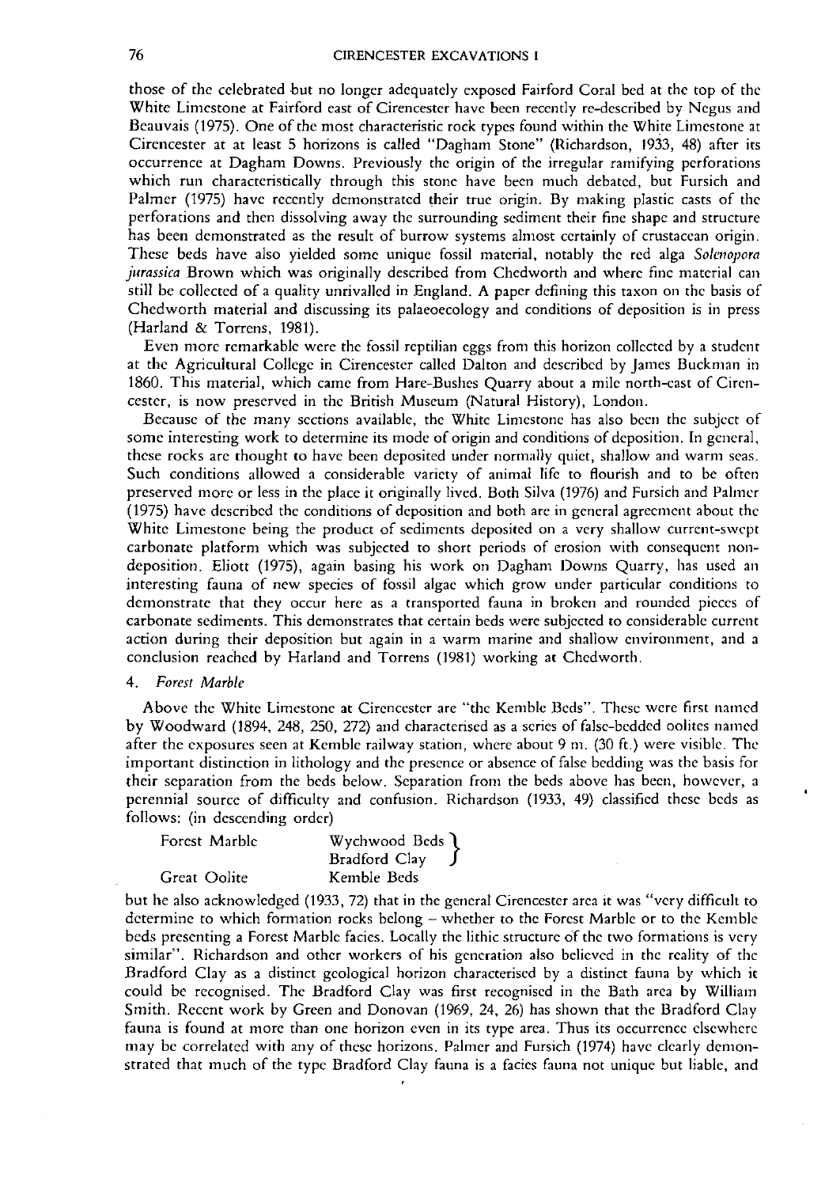those of the celebrated but no longer adequately exposed Fairford Coral bed at the top of the White Limestone at Fairford east of Cirencester have been recently re-described by Negus and Beauvais (1975). One of the most characteristic rock types found within the White Limestone at Cirencester at at least 5 horizons is called "Dagham Stone" (Richardson, 1933, 48) after its occurrence at Dagham Downs. Previously the origin of the irregular ramifying perforations which run characteristically through this stone have been much debated, but Fursich and Palmer (1975) have recently demonstrated their true origin. By making plastic casts of the perforations and then dissolving away the surrounding sediment their fine shape and structure has been demonstrated as the result of burrow systems almost certainly of crustacean origin. These beds have also yielded some unique fossil material, notably the red alga *Solenopora jurassica* Brown which was originally described from Chedworth and where fine material can still be collected of a quality unrivalled in England. A paper defining this taxon on the basis of Chedworth material and discussing its palaeoecology and conditions of deposition is in press (Harland & Torrens, 1981).

Even more remarkable were the fossil reptilian eggs from this horizon collected by a student at the Agricultural College in Cirencester called Dalton and described by James Buckman in 1860. This material, which came from Hare-Bushes Quarry about a mile north-east of Cirencester, is now preserved in the British Museum (Natural History), London.

Because of the many sections available, the White Limestone has also been the subject of some interesting work to determine its mode of origin and conditions of deposition. In general, these rocks are thought to have been deposited under normally quiet, shallow and warm seas. Such conditions allowed a considerable variety of animal life to flourish and to be often preserved more or less in the place it originally lived. Both Silva (1976) and Fursich and Palmer (1975) have described the conditions of deposition and both are in general agreement about the White Limestone being the product of sediments deposited on a very shallow current-swept carbonate platform which was subjected to short periods of erosion with consequent non-deposition. Eliott (1975), again basing his work on Dagham Downs Quarry, has used an interesting fauna of new species of fossil algae which grow under particular conditions to demonstrate that they occur here as a transported fauna in broken and rounded pieces of carbonate sediments. This demonstrates that certain beds were subjected to considerable current action during their deposition but again in a warm marine and shallow environment, and a conclusion reached by Harland and Torrens (1981) working at Chedworth.

4. *Forest Marble*

Above the White Limestone at Cirencester are "the Kemble Beds". These were first named by Woodward (1894, 248, 250, 272) and characterised as a series of false-bedded oolites named after the exposures seen at Kemble railway station, where about 9 m. (30 ft.) were visible. The important distinction in lithology and the presence or absence of false bedding was the basis for their separation from the beds below. Separation from the beds above has been, however, a perennial source of difficulty and confusion. Richardson (1933, 49) classified these beds as follows: (in descending order)

| | |
|---|---|
| Forest Marble | Wychwood Beds } |
| | Bradford Clay } |
| Great Oolite | Kemble Beds |

but he also acknowledged (1933, 72) that in the general Cirencester area it was "very difficult to determine to which formation rocks belong – whether to the Forest Marble or to the Kemble beds presenting a Forest Marble facies. Locally the lithic structure of the two formations is very similar". Richardson and other workers of his generation also believed in the reality of the Bradford Clay as a distinct geological horizon characterised by a distinct fauna by which it could be recognised. The Bradford Clay was first recognised in the Bath area by William Smith. Recent work by Green and Donovan (1969, 24, 26) has shown that the Bradford Clay fauna is found at more than one horizon even in its type area. Thus its occurrence elsewhere may be correlated with any of these horizons. Palmer and Fursich (1974) have clearly demonstrated that much of the type Bradford Clay fauna is a facies fauna not unique but liable, and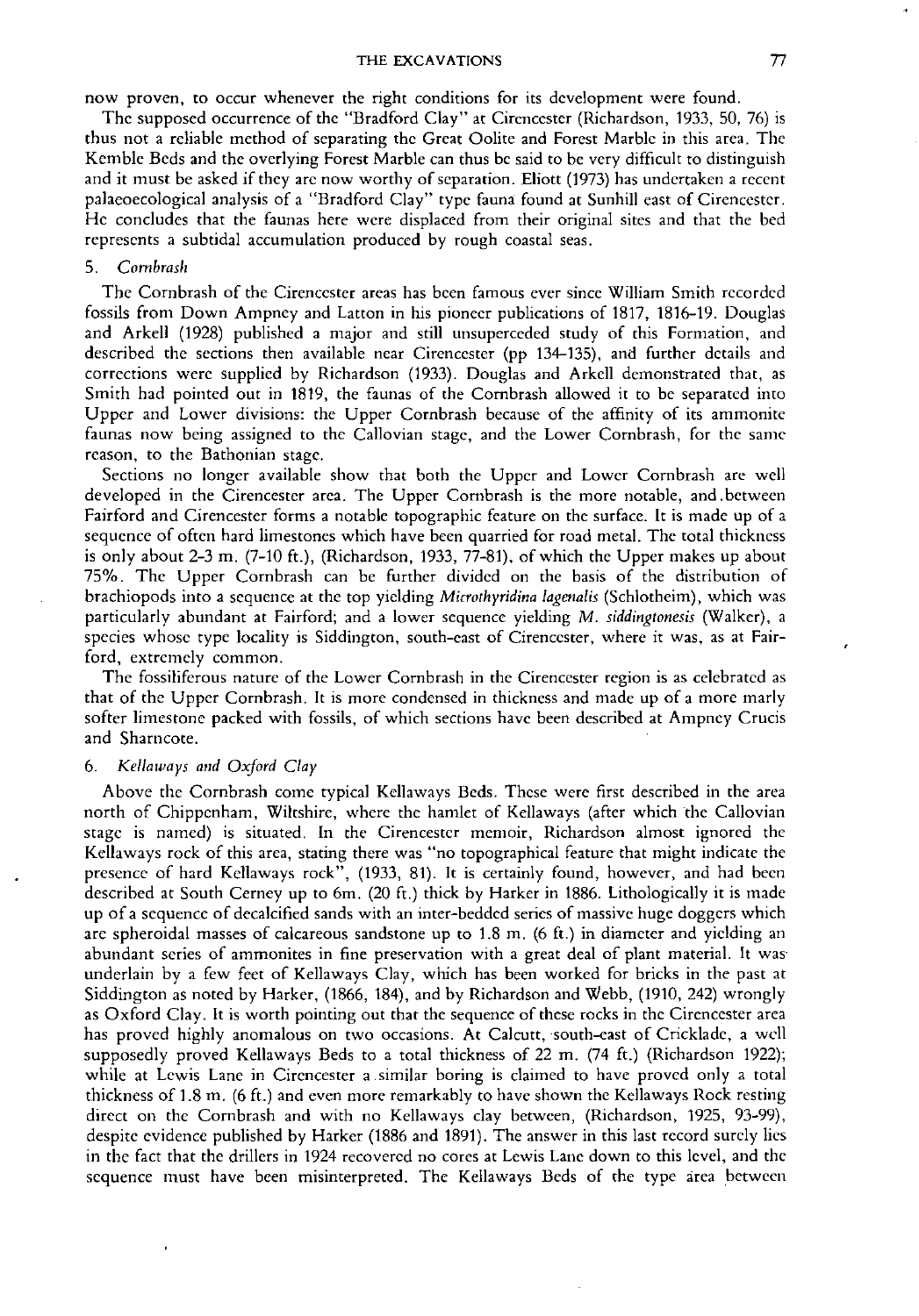now proven, to occur whenever the right conditions for its development were found.

The supposed occurrence of the "Bradford Clay" at Cirencester (Richardson, 1933, 50, 76) is thus not a reliable method of separating the Great Oolite and Forest Marble in this area. The Kemble Beds and the overlying Forest Marble can thus be said to be very difficult to distinguish and it must be asked if they are now worthy of separation. Eliott (1973) has undertaken a recent palaeoecological analysis of a "Bradford Clay" type fauna found at Sunhill east of Cirencester. He concludes that the faunas here were displaced from their original sites and that the bed represents a subtidal accumulation produced by rough coastal seas.

### 5. *Cornbrash*

The Cornbrash of the Cirencester areas has been famous ever since William Smith recorded fossils from Down Ampney and Latton in his pioneer publications of 1817, 1816–19. Douglas and Arkell (1928) published a major and still unsuperceded study of this Formation, and described the sections then available near Cirencester (pp 134–135), and further details and corrections were supplied by Richardson (1933). Douglas and Arkell demonstrated that, as Smith had pointed out in 1819, the faunas of the Cornbrash allowed it to be separated into Upper and Lower divisions: the Upper Cornbrash because of the affinity of its ammonite faunas now being assigned to the Callovian stage, and the Lower Cornbrash, for the same reason, to the Bathonian stage.

Sections no longer available show that both the Upper and Lower Cornbrash are well developed in the Cirencester area. The Upper Cornbrash is the more notable, and between Fairford and Cirencester forms a notable topographic feature on the surface. It is made up of a sequence of often hard limestones which have been quarried for road metal. The total thickness is only about 2-3 m. (7-10 ft.), (Richardson, 1933, 77-81), of which the Upper makes up about 75%. The Upper Cornbrash can be further divided on the basis of the distribution of brachiopods into a sequence at the top yielding *Microthyridina lagenalis* (Schlotheim), which was particularly abundant at Fairford; and a lower sequence yielding *M. siddingtonesis* (Walker), a species whose type locality is Siddington, south-east of Cirencester, where it was, as at Fairford, extremely common.

The fossiliferous nature of the Lower Cornbrash in the Cirencester region is as celebrated as that of the Upper Cornbrash. It is more condensed in thickness and made up of a more marly softer limestone packed with fossils, of which sections have been described at Ampney Crucis and Sharncote.

### 6. *Kellaways and Oxford Clay*

Above the Cornbrash come typical Kellaways Beds. These were first described in the area north of Chippenham, Wiltshire, where the hamlet of Kellaways (after which the Callovian stage is named) is situated. In the Cirencester memoir, Richardson almost ignored the Kellaways rock of this area, stating there was "no topographical feature that might indicate the presence of hard Kellaways rock", (1933, 81). It is certainly found, however, and had been described at South Cerney up to 6m. (20 ft.) thick by Harker in 1886. Lithologically it is made up of a sequence of decalcified sands with an inter-bedded series of massive huge doggers which are spheroidal masses of calcareous sandstone up to 1.8 m. (6 ft.) in diameter and yielding an abundant series of ammonites in fine preservation with a great deal of plant material. It was underlain by a few feet of Kellaways Clay, which has been worked for bricks in the past at Siddington as noted by Harker, (1866, 184), and by Richardson and Webb, (1910, 242) wrongly as Oxford Clay. It is worth pointing out that the sequence of these rocks in the Cirencester area has proved highly anomalous on two occasions. At Calcutt, south-east of Cricklade, a well supposedly proved Kellaways Beds to a total thickness of 22 m. (74 ft.) (Richardson 1922); while at Lewis Lane in Cirencester a similar boring is claimed to have proved only a total thickness of 1.8 m. (6 ft.) and even more remarkably to have shown the Kellaways Rock resting direct on the Cornbrash and with no Kellaways clay between, (Richardson, 1925, 93-99), despite evidence published by Harker (1886 and 1891). The answer in this last record surely lies in the fact that the drillers in 1924 recovered no cores at Lewis Lane down to this level, and the sequence must have been misinterpreted. The Kellaways Beds of the type area between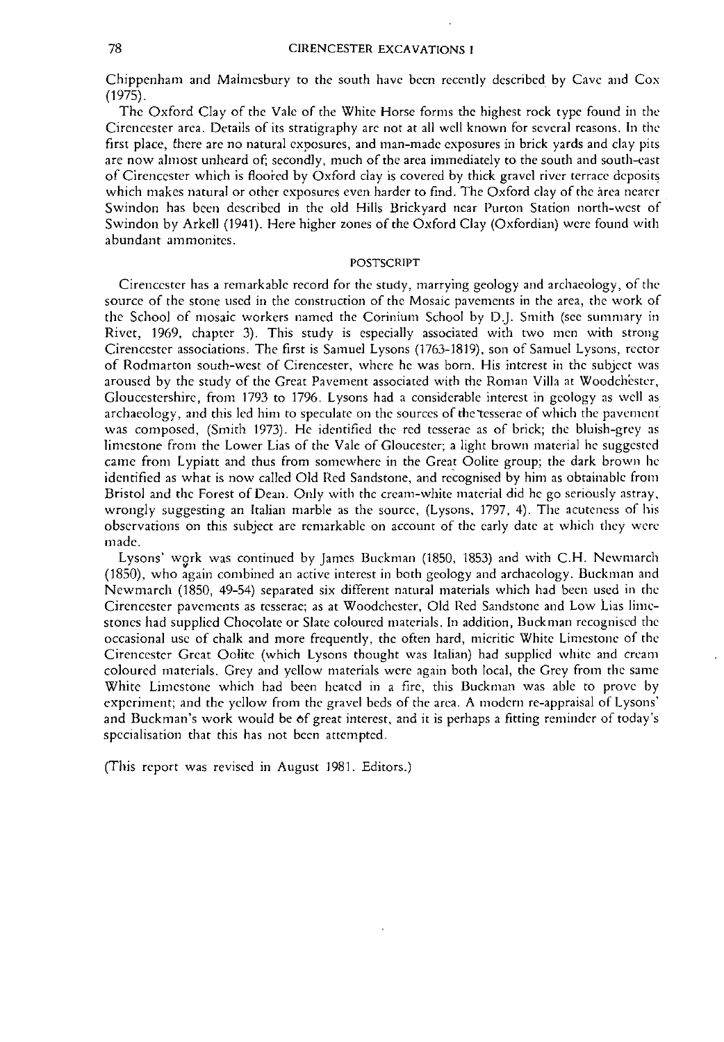Chippenham and Malmesbury to the south have been recently described by Cave and Cox (1975).

The Oxford Clay of the Vale of the White Horse forms the highest rock type found in the Cirencester area. Details of its stratigraphy are not at all well known for several reasons. In the first place, there are no natural exposures, and man-made exposures in brick yards and clay pits are now almost unheard of; secondly, much of the area immediately to the south and south-east of Cirencester which is floored by Oxford clay is covered by thick gravel river terrace deposits which makes natural or other exposures even harder to find. The Oxford clay of the area nearer Swindon has been described in the old Hills Brickyard near Purton Station north-west of Swindon by Arkell (1941). Here higher zones of the Oxford Clay (Oxfordian) were found with abundant ammonites.

## POSTSCRIPT

Cirencester has a remarkable record for the study, marrying geology and archaeology, of the source of the stone used in the construction of the Mosaic pavements in the area, the work of the School of mosaic workers named the Corinium School by D.J. Smith (see summary in Rivet, 1969, chapter 3). This study is especially associated with two men with strong Cirencester associations. The first is Samuel Lysons (1763-1819), son of Samuel Lysons, rector of Rodmarton south-west of Cirencester, where he was born. His interest in the subject was aroused by the study of the Great Pavement associated with the Roman Villa at Woodchester, Gloucestershire, from 1793 to 1796. Lysons had a considerable interest in geology as well as archaeology, and this led him to speculate on the sources of the tesserae of which the pavement was composed, (Smith 1973). He identified the red tesserae as of brick; the bluish-grey as limestone from the Lower Lias of the Vale of Gloucester; a light brown material he suggested came from Lypiatt and thus from somewhere in the Great Oolite group; the dark brown he identified as what is now called Old Red Sandstone, and recognised by him as obtainable from Bristol and the Forest of Dean. Only with the cream-white material did he go seriously astray, wrongly suggesting an Italian marble as the source, (Lysons, 1797, 4). The acuteness of his observations on this subject are remarkable on account of the early date at which they were made.

Lysons' work was continued by James Buckman (1850, 1853) and with C.H. Newmarch (1850), who again combined an active interest in both geology and archaeology. Buckman and Newmarch (1850, 49-54) separated six different natural materials which had been used in the Cirencester pavements as tesserae; as at Woodchester, Old Red Sandstone and Low Lias limestones had supplied Chocolate or Slate coloured materials. In addition, Buckman recognised the occasional use of chalk and more frequently, the often hard, micritic White Limestone of the Cirencester Great Oolite (which Lysons thought was Italian) had supplied white and cream coloured materials. Grey and yellow materials were again both local, the Grey from the same White Limestone which had been heated in a fire, this Buckman was able to prove by experiment; and the yellow from the gravel beds of the area. A modern re-appraisal of Lysons' and Buckman's work would be of great interest, and it is perhaps a fitting reminder of today's specialisation that this has not been attempted.

(This report was revised in August 1981. Editors.)